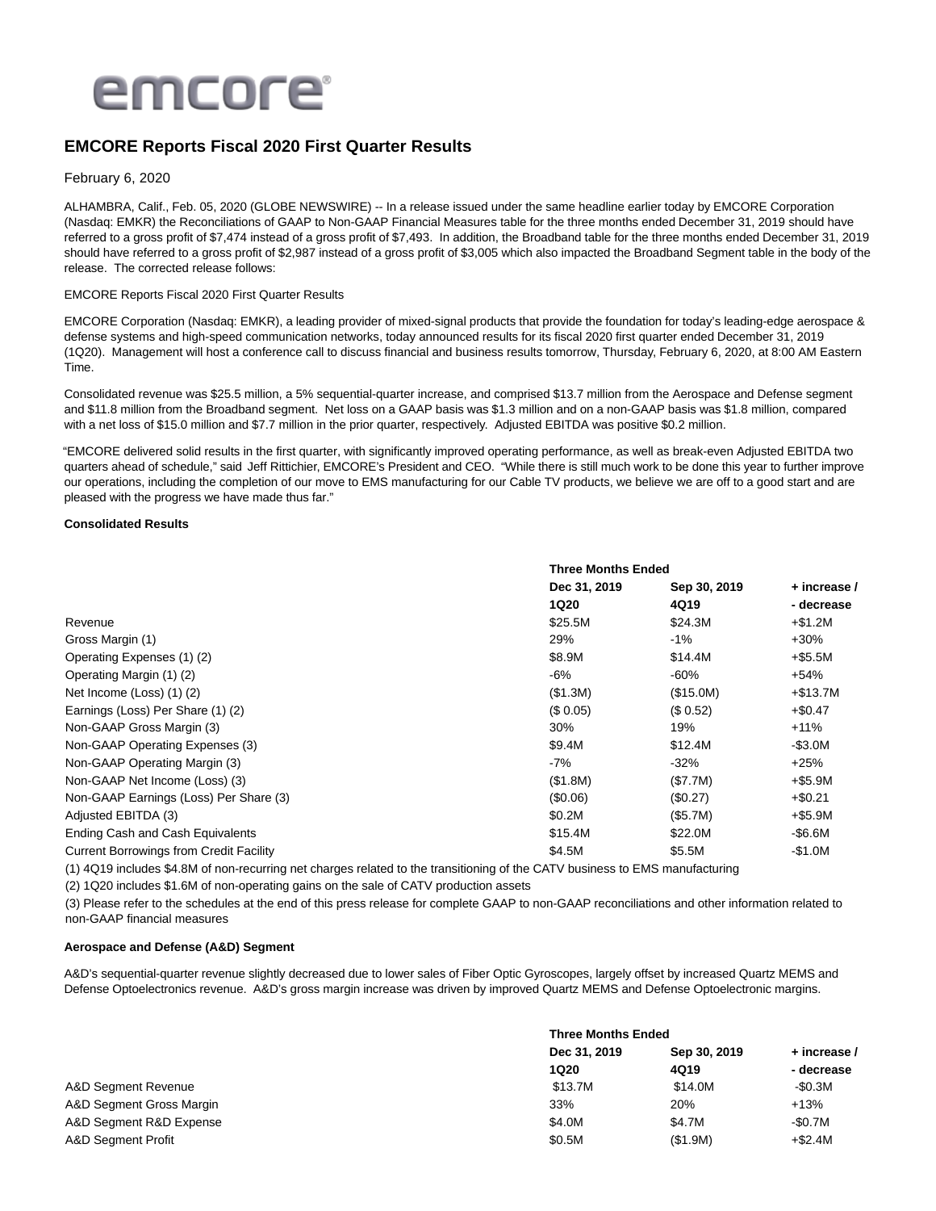# EMCORE Reports Fiscal 2020 First Quarter Results

February 6, 2020

ALHAMBRA, Calif., Feb. 05, 2020 (GLOBE NEWSWIRE) -- In a release issued under the same headline earlier today by EMCORE Corporation (Nasdaq: EMKR) the Reconciliations of GAAP to Non-GAAP Financial Measures table for the three months ended December 31, 2019 should have referred to a gross profit of $7,474 instead of a gross profit of $7,493. In addition, the Broadband table for the three months ended December 31, 2019 should have referred to a gross profit of $2,987 instead of a gross profit of $3,005 which also impacted the Broadband Segment table in the body of the release. The corrected release follows:

EMCORE Reports Fiscal 2020 First Quarter Results

EMCORE Corporation (Nasdaq: EMKR), a leading provider of mixed-signal products that provide the foundation for today's leading-edge aerospace & defense systems and high-speed communication networks, today announced results for its fiscal 2020 first quarter ended December 31, 2019 (1Q20). Management will host a conference call to discuss financial and business results tomorrow, Thursday, February 6, 2020, at 8:00 AM Eastern Time.

Consolidated revenue was $25.5 million, a 5% sequential-quarter increase, and comprised $13.7 million from the Aerospace and Defense segment and $11.8 million from the Broadband segment. Net loss on a GAAP basis was $1.3 million and on a non-GAAP basis was $1.8 million, compared with a net loss of $15.0 million and $7.7 million in the prior quarter, respectively. Adjusted EBITDA was positive $0.2 million.

"EMCORE delivered solid results in the first quarter, with significantly improved operating performance, as well as break-even Adjusted EBITDA two quarters ahead of schedule," said Jeff Rittichier, EMCORE's President and CEO. "While there is still much work to be done this year to further improve our operations, including the completion of our move to EMS manufacturing for our Cable TV products, we believe we are off to a good start and are pleased with the progress we have made thus far."

**Consolidated Results**

| | **Three Months Ended** | | |
|---|---|---|---|
| | **Dec 31, 2019 1Q20** | **Sep 30, 2019 4Q19** | **+ increase / - decrease** |
| Revenue | $25.5M | $24.3M | +$1.2M |
| Gross Margin (1) | 29% | -1% | +30% |
| Operating Expenses (1) (2) | $8.9M | $14.4M | +$5.5M |
| Operating Margin (1) (2) | -6% | -60% | +54% |
| Net Income (Loss) (1) (2) | ($1.3M) | ($15.0M) | +$13.7M |
| Earnings (Loss) Per Share (1) (2) | ($ 0.05) | ($ 0.52) | +$0.47 |
| Non-GAAP Gross Margin (3) | 30% | 19% | +11% |
| Non-GAAP Operating Expenses (3) | $9.4M | $12.4M | -$3.0M |
| Non-GAAP Operating Margin (3) | -7% | -32% | +25% |
| Non-GAAP Net Income (Loss) (3) | ($1.8M) | ($7.7M) | +$5.9M |
| Non-GAAP Earnings (Loss) Per Share (3) | ($0.06) | ($0.27) | +$0.21 |
| Adjusted EBITDA (3) | $0.2M | ($5.7M) | +$5.9M |
| Ending Cash and Cash Equivalents | $15.4M | $22.0M | -$6.6M |
| Current Borrowings from Credit Facility | $4.5M | $5.5M | -$1.0M |

(1) 4Q19 includes $4.8M of non-recurring net charges related to the transitioning of the CATV business to EMS manufacturing

(2) 1Q20 includes $1.6M of non-operating gains on the sale of CATV production assets

(3) Please refer to the schedules at the end of this press release for complete GAAP to non-GAAP reconciliations and other information related to non-GAAP financial measures

**Aerospace and Defense (A&D) Segment**

A&D's sequential-quarter revenue slightly decreased due to lower sales of Fiber Optic Gyroscopes, largely offset by increased Quartz MEMS and Defense Optoelectronics revenue. A&D's gross margin increase was driven by improved Quartz MEMS and Defense Optoelectronic margins.

| | **Three Months Ended** | | |
|---|---|---|---|
| | **Dec 31, 2019 1Q20** | **Sep 30, 2019 4Q19** | **+ increase / - decrease** |
| A&D Segment Revenue | $13.7M | $14.0M | -$0.3M |
| A&D Segment Gross Margin | 33% | 20% | +13% |
| A&D Segment R&D Expense | $4.0M | $4.7M | -$0.7M |
| A&D Segment Profit | $0.5M | ($1.9M) | +$2.4M |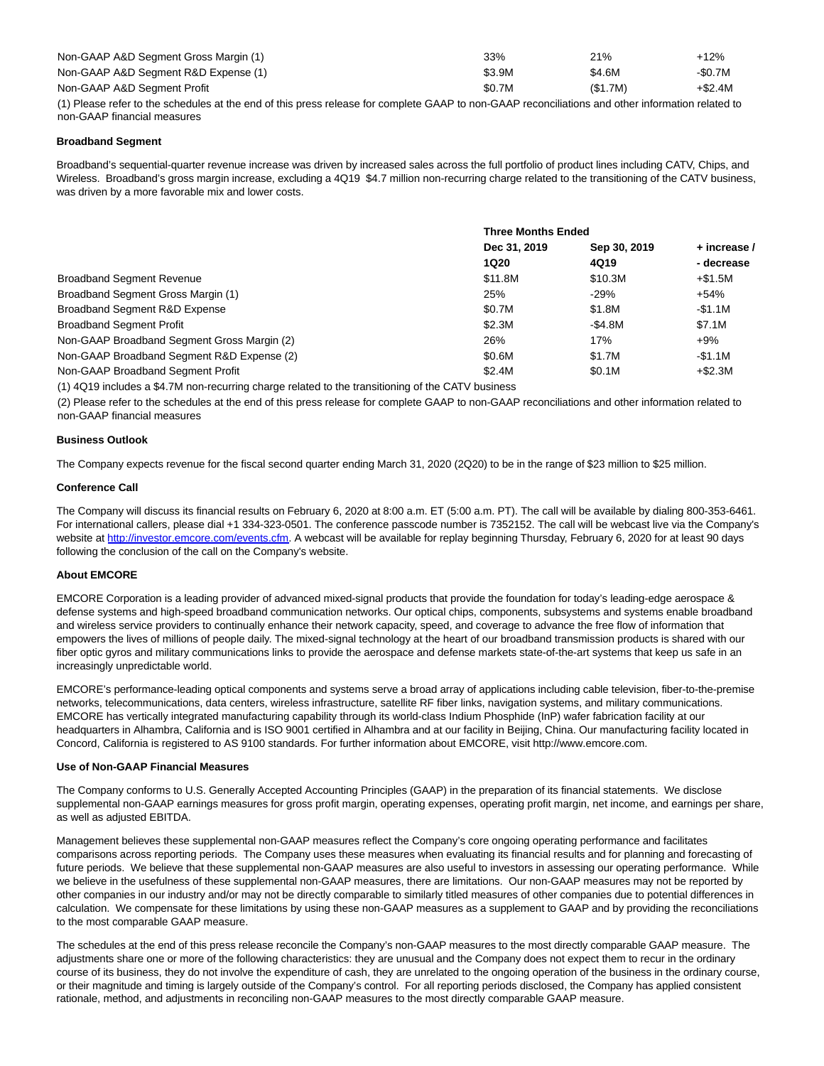| | | | |
|---|---|---|---|
| Non-GAAP A&D Segment Gross Margin (1) | 33% | 21% | +12% |
| Non-GAAP A&D Segment R&D Expense (1) | $3.9M | $4.6M | -$0.7M |
| Non-GAAP A&D Segment Profit | $0.7M | ($1.7M) | +$2.4M |

(1) Please refer to the schedules at the end of this press release for complete GAAP to non-GAAP reconciliations and other information related to non-GAAP financial measures

**Broadband Segment**

Broadband's sequential-quarter revenue increase was driven by increased sales across the full portfolio of product lines including CATV, Chips, and Wireless. Broadband's gross margin increase, excluding a 4Q19 $4.7 million non-recurring charge related to the transitioning of the CATV business, was driven by a more favorable mix and lower costs.

| | Three Months Ended | | |
|---|---|---|---|
| | Dec 31, 2019 | Sep 30, 2019 | + increase / |
| | 1Q20 | 4Q19 | - decrease |
| Broadband Segment Revenue | $11.8M | $10.3M | +$1.5M |
| Broadband Segment Gross Margin (1) | 25% | -29% | +54% |
| Broadband Segment R&D Expense | $0.7M | $1.8M | -$1.1M |
| Broadband Segment Profit | $2.3M | -$4.8M | $7.1M |
| Non-GAAP Broadband Segment Gross Margin (2) | 26% | 17% | +9% |
| Non-GAAP Broadband Segment R&D Expense (2) | $0.6M | $1.7M | -$1.1M |
| Non-GAAP Broadband Segment Profit | $2.4M | $0.1M | +$2.3M |

(1) 4Q19 includes a $4.7M non-recurring charge related to the transitioning of the CATV business

(2) Please refer to the schedules at the end of this press release for complete GAAP to non-GAAP reconciliations and other information related to non-GAAP financial measures

**Business Outlook**

The Company expects revenue for the fiscal second quarter ending March 31, 2020 (2Q20) to be in the range of $23 million to $25 million.

**Conference Call**

The Company will discuss its financial results on February 6, 2020 at 8:00 a.m. ET (5:00 a.m. PT). The call will be available by dialing 800-353-6461. For international callers, please dial +1 334-323-0501. The conference passcode number is 7352152. The call will be webcast live via the Company's website at http://investor.emcore.com/events.cfm. A webcast will be available for replay beginning Thursday, February 6, 2020 for at least 90 days following the conclusion of the call on the Company's website.

**About EMCORE**

EMCORE Corporation is a leading provider of advanced mixed-signal products that provide the foundation for today's leading-edge aerospace & defense systems and high-speed broadband communication networks. Our optical chips, components, subsystems and systems enable broadband and wireless service providers to continually enhance their network capacity, speed, and coverage to advance the free flow of information that empowers the lives of millions of people daily. The mixed-signal technology at the heart of our broadband transmission products is shared with our fiber optic gyros and military communications links to provide the aerospace and defense markets state-of-the-art systems that keep us safe in an increasingly unpredictable world.

EMCORE's performance-leading optical components and systems serve a broad array of applications including cable television, fiber-to-the-premise networks, telecommunications, data centers, wireless infrastructure, satellite RF fiber links, navigation systems, and military communications. EMCORE has vertically integrated manufacturing capability through its world-class Indium Phosphide (InP) wafer fabrication facility at our headquarters in Alhambra, California and is ISO 9001 certified in Alhambra and at our facility in Beijing, China. Our manufacturing facility located in Concord, California is registered to AS 9100 standards. For further information about EMCORE, visit http://www.emcore.com.

**Use of Non-GAAP Financial Measures**

The Company conforms to U.S. Generally Accepted Accounting Principles (GAAP) in the preparation of its financial statements. We disclose supplemental non-GAAP earnings measures for gross profit margin, operating expenses, operating profit margin, net income, and earnings per share, as well as adjusted EBITDA.

Management believes these supplemental non-GAAP measures reflect the Company's core ongoing operating performance and facilitates comparisons across reporting periods. The Company uses these measures when evaluating its financial results and for planning and forecasting of future periods. We believe that these supplemental non-GAAP measures are also useful to investors in assessing our operating performance. While we believe in the usefulness of these supplemental non-GAAP measures, there are limitations. Our non-GAAP measures may not be reported by other companies in our industry and/or may not be directly comparable to similarly titled measures of other companies due to potential differences in calculation. We compensate for these limitations by using these non-GAAP measures as a supplement to GAAP and by providing the reconciliations to the most comparable GAAP measure.

The schedules at the end of this press release reconcile the Company's non-GAAP measures to the most directly comparable GAAP measure. The adjustments share one or more of the following characteristics: they are unusual and the Company does not expect them to recur in the ordinary course of its business, they do not involve the expenditure of cash, they are unrelated to the ongoing operation of the business in the ordinary course, or their magnitude and timing is largely outside of the Company's control. For all reporting periods disclosed, the Company has applied consistent rationale, method, and adjustments in reconciling non-GAAP measures to the most directly comparable GAAP measure.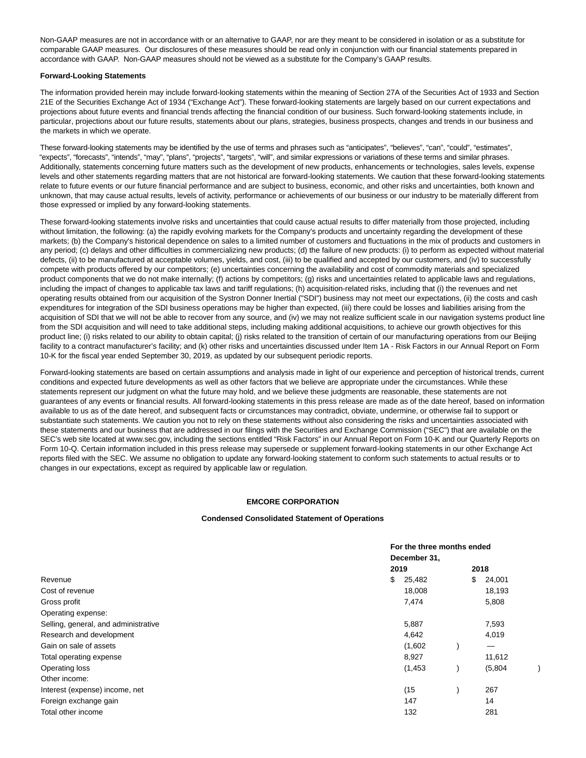Non-GAAP measures are not in accordance with or an alternative to GAAP, nor are they meant to be considered in isolation or as a substitute for comparable GAAP measures. Our disclosures of these measures should be read only in conjunction with our financial statements prepared in accordance with GAAP. Non-GAAP measures should not be viewed as a substitute for the Company's GAAP results.

**Forward-Looking Statements**

The information provided herein may include forward-looking statements within the meaning of Section 27A of the Securities Act of 1933 and Section 21E of the Securities Exchange Act of 1934 ("Exchange Act"). These forward-looking statements are largely based on our current expectations and projections about future events and financial trends affecting the financial condition of our business. Such forward-looking statements include, in particular, projections about our future results, statements about our plans, strategies, business prospects, changes and trends in our business and the markets in which we operate.

These forward-looking statements may be identified by the use of terms and phrases such as "anticipates", "believes", "can", "could", "estimates", "expects", "forecasts", "intends", "may", "plans", "projects", "targets", "will", and similar expressions or variations of these terms and similar phrases. Additionally, statements concerning future matters such as the development of new products, enhancements or technologies, sales levels, expense levels and other statements regarding matters that are not historical are forward-looking statements. We caution that these forward-looking statements relate to future events or our future financial performance and are subject to business, economic, and other risks and uncertainties, both known and unknown, that may cause actual results, levels of activity, performance or achievements of our business or our industry to be materially different from those expressed or implied by any forward-looking statements.

These forward-looking statements involve risks and uncertainties that could cause actual results to differ materially from those projected, including without limitation, the following: (a) the rapidly evolving markets for the Company's products and uncertainty regarding the development of these markets; (b) the Company's historical dependence on sales to a limited number of customers and fluctuations in the mix of products and customers in any period; (c) delays and other difficulties in commercializing new products; (d) the failure of new products: (i) to perform as expected without material defects, (ii) to be manufactured at acceptable volumes, yields, and cost, (iii) to be qualified and accepted by our customers, and (iv) to successfully compete with products offered by our competitors; (e) uncertainties concerning the availability and cost of commodity materials and specialized product components that we do not make internally; (f) actions by competitors; (g) risks and uncertainties related to applicable laws and regulations, including the impact of changes to applicable tax laws and tariff regulations; (h) acquisition-related risks, including that (i) the revenues and net operating results obtained from our acquisition of the Systron Donner Inertial ("SDI") business may not meet our expectations, (ii) the costs and cash expenditures for integration of the SDI business operations may be higher than expected, (iii) there could be losses and liabilities arising from the acquisition of SDI that we will not be able to recover from any source, and (iv) we may not realize sufficient scale in our navigation systems product line from the SDI acquisition and will need to take additional steps, including making additional acquisitions, to achieve our growth objectives for this product line; (i) risks related to our ability to obtain capital; (j) risks related to the transition of certain of our manufacturing operations from our Beijing facility to a contract manufacturer's facility; and (k) other risks and uncertainties discussed under Item 1A - Risk Factors in our Annual Report on Form 10-K for the fiscal year ended September 30, 2019, as updated by our subsequent periodic reports.

Forward-looking statements are based on certain assumptions and analysis made in light of our experience and perception of historical trends, current conditions and expected future developments as well as other factors that we believe are appropriate under the circumstances. While these statements represent our judgment on what the future may hold, and we believe these judgments are reasonable, these statements are not guarantees of any events or financial results. All forward-looking statements in this press release are made as of the date hereof, based on information available to us as of the date hereof, and subsequent facts or circumstances may contradict, obviate, undermine, or otherwise fail to support or substantiate such statements. We caution you not to rely on these statements without also considering the risks and uncertainties associated with these statements and our business that are addressed in our filings with the Securities and Exchange Commission ("SEC") that are available on the SEC's web site located at www.sec.gov, including the sections entitled "Risk Factors" in our Annual Report on Form 10-K and our Quarterly Reports on Form 10-Q. Certain information included in this press release may supersede or supplement forward-looking statements in our other Exchange Act reports filed with the SEC. We assume no obligation to update any forward-looking statement to conform such statements to actual results or to changes in our expectations, except as required by applicable law or regulation.

**EMCORE CORPORATION**

**Condensed Consolidated Statement of Operations**

| | For the three months ended December 31, | |
|---|---|---|
| | 2019 | 2018 |
| Revenue | $ 25,482 | $ 24,001 |
| Cost of revenue | 18,008 | 18,193 |
| Gross profit | 7,474 | 5,808 |
| Operating expense: | | |
| Selling, general, and administrative | 5,887 | 7,593 |
| Research and development | 4,642 | 4,019 |
| Gain on sale of assets | (1,602) | — |
| Total operating expense | 8,927 | 11,612 |
| Operating loss | (1,453) | (5,804) |
| Other income: | | |
| Interest (expense) income, net | (15) | 267 |
| Foreign exchange gain | 147 | 14 |
| Total other income | 132 | 281 |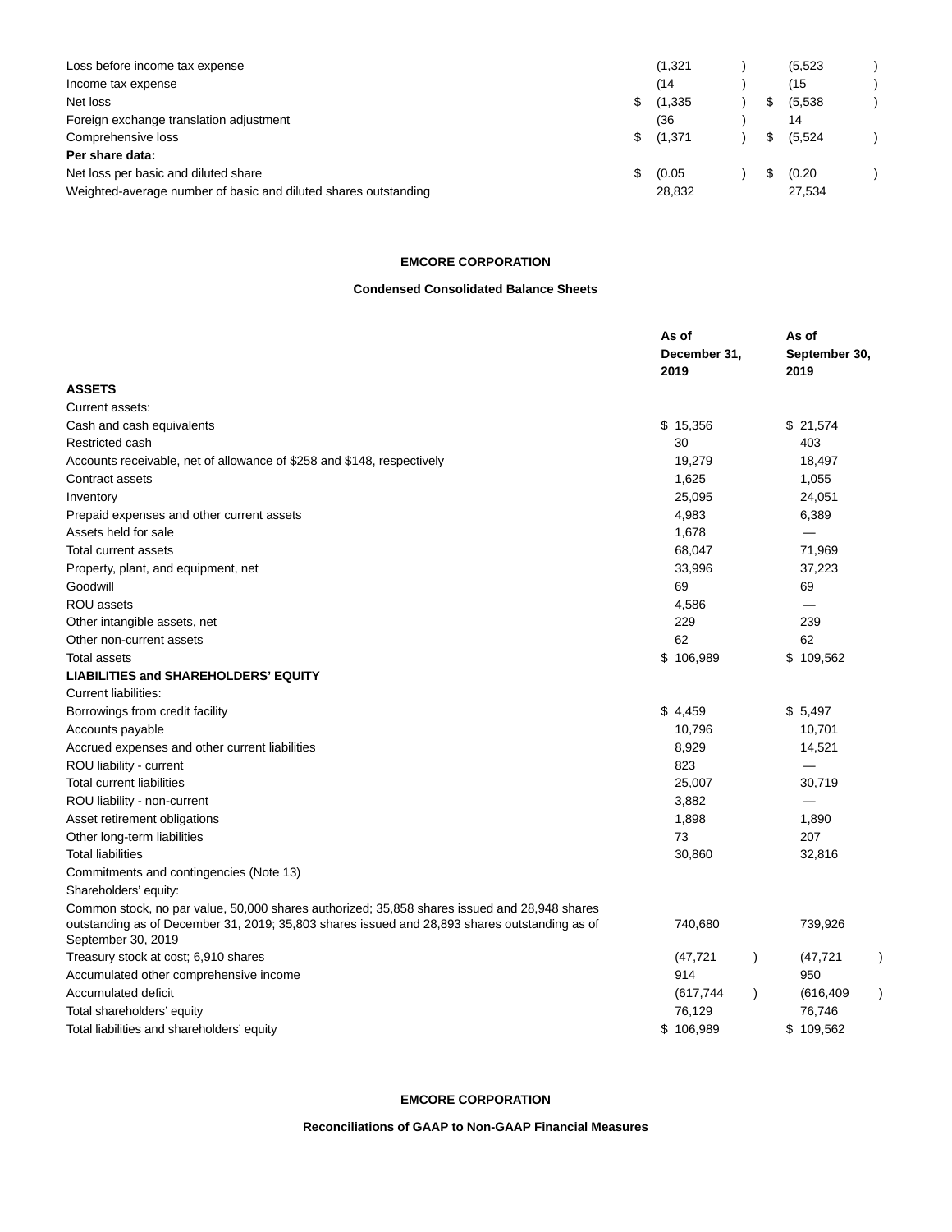| | | |
|---|---|---|
| Loss before income tax expense | (1,321) | (5,523) |
| Income tax expense | (14) | (15) |
| Net loss | $ (1,335) | $ (5,538) |
| Foreign exchange translation adjustment | (36) | 14 |
| Comprehensive loss | $ (1,371) | $ (5,524) |
| **Per share data:** | | |
| Net loss per basic and diluted share | $ (0.05) | $ (0.20) |
| Weighted-average number of basic and diluted shares outstanding | 28,832 | 27,534 |

**EMCORE CORPORATION**

**Condensed Consolidated Balance Sheets**

| | As of December 31, 2019 | As of September 30, 2019 |
|---|---|---|
| **ASSETS** | | |
| Current assets: | | |
| Cash and cash equivalents | $ 15,356 | $ 21,574 |
| Restricted cash | 30 | 403 |
| Accounts receivable, net of allowance of $258 and $148, respectively | 19,279 | 18,497 |
| Contract assets | 1,625 | 1,055 |
| Inventory | 25,095 | 24,051 |
| Prepaid expenses and other current assets | 4,983 | 6,389 |
| Assets held for sale | 1,678 | — |
| Total current assets | 68,047 | 71,969 |
| Property, plant, and equipment, net | 33,996 | 37,223 |
| Goodwill | 69 | 69 |
| ROU assets | 4,586 | — |
| Other intangible assets, net | 229 | 239 |
| Other non-current assets | 62 | 62 |
| Total assets | $ 106,989 | $ 109,562 |
| **LIABILITIES and SHAREHOLDERS' EQUITY** | | |
| Current liabilities: | | |
| Borrowings from credit facility | $ 4,459 | $ 5,497 |
| Accounts payable | 10,796 | 10,701 |
| Accrued expenses and other current liabilities | 8,929 | 14,521 |
| ROU liability - current | 823 | — |
| Total current liabilities | 25,007 | 30,719 |
| ROU liability - non-current | 3,882 | — |
| Asset retirement obligations | 1,898 | 1,890 |
| Other long-term liabilities | 73 | 207 |
| Total liabilities | 30,860 | 32,816 |
| Commitments and contingencies (Note 13) | | |
| Shareholders' equity: | | |
| Common stock, no par value, 50,000 shares authorized; 35,858 shares issued and 28,948 shares outstanding as of December 31, 2019; 35,803 shares issued and 28,893 shares outstanding as of September 30, 2019 | 740,680 | 739,926 |
| Treasury stock at cost; 6,910 shares | (47,721) | (47,721) |
| Accumulated other comprehensive income | 914 | 950 |
| Accumulated deficit | (617,744) | (616,409) |
| Total shareholders' equity | 76,129 | 76,746 |
| Total liabilities and shareholders' equity | $ 106,989 | $ 109,562 |

**EMCORE CORPORATION**

**Reconciliations of GAAP to Non-GAAP Financial Measures**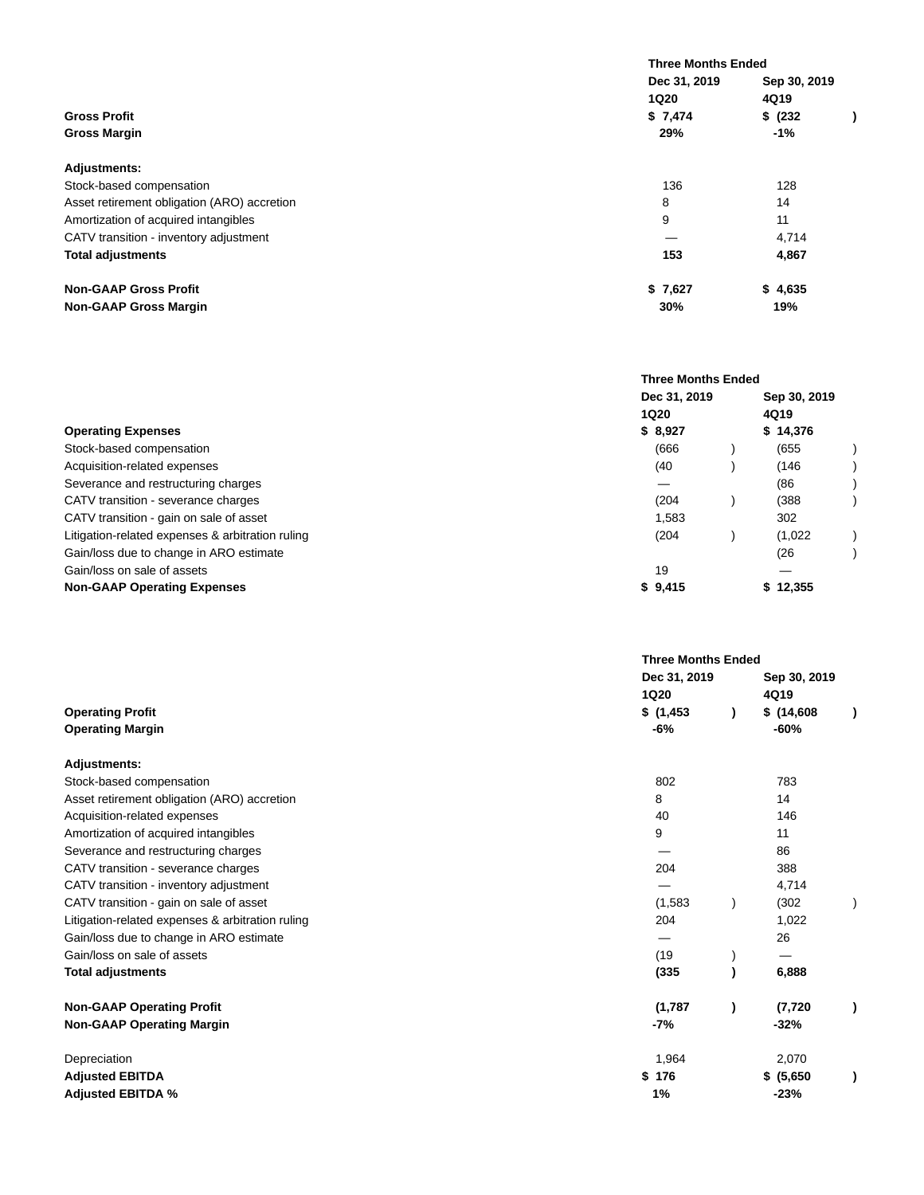| | Three Months Ended | |
|---|---|---|
| | Dec 31, 2019 | Sep 30, 2019 |
| | 1Q20 | 4Q19 |
| **Gross Profit** | **$ 7,474** | **$ (232)** |
| **Gross Margin** | **29%** | **-1%** |
| | | |
| **Adjustments:** | | |
| Stock-based compensation | 136 | 128 |
| Asset retirement obligation (ARO) accretion | 8 | 14 |
| Amortization of acquired intangibles | 9 | 11 |
| CATV transition - inventory adjustment | — | 4,714 |
| **Total adjustments** | **153** | **4,867** |
| | | |
| **Non-GAAP Gross Profit** | **$ 7,627** | **$ 4,635** |
| **Non-GAAP Gross Margin** | **30%** | **19%** |

| | Three Months Ended | |
|---|---|---|
| | Dec 31, 2019 | Sep 30, 2019 |
| | 1Q20 | 4Q19 |
| **Operating Expenses** | **$ 8,927** | **$ 14,376** |
| Stock-based compensation | (666) | (655) |
| Acquisition-related expenses | (40) | (146) |
| Severance and restructuring charges | — | (86) |
| CATV transition - severance charges | (204) | (388) |
| CATV transition - gain on sale of asset | 1,583 | 302 |
| Litigation-related expenses & arbitration ruling | (204) | (1,022) |
| Gain/loss due to change in ARO estimate | | (26) |
| Gain/loss on sale of assets | 19 | — |
| **Non-GAAP Operating Expenses** | **$ 9,415** | **$ 12,355** |

| | Three Months Ended | |
|---|---|---|
| | Dec 31, 2019 | Sep 30, 2019 |
| | 1Q20 | 4Q19 |
| **Operating Profit** | **$ (1,453)** | **$ (14,608)** |
| **Operating Margin** | **-6%** | **-60%** |
| | | |
| **Adjustments:** | | |
| Stock-based compensation | 802 | 783 |
| Asset retirement obligation (ARO) accretion | 8 | 14 |
| Acquisition-related expenses | 40 | 146 |
| Amortization of acquired intangibles | 9 | 11 |
| Severance and restructuring charges | — | 86 |
| CATV transition - severance charges | 204 | 388 |
| CATV transition - inventory adjustment | — | 4,714 |
| CATV transition - gain on sale of asset | (1,583) | (302) |
| Litigation-related expenses & arbitration ruling | 204 | 1,022 |
| Gain/loss due to change in ARO estimate | — | 26 |
| Gain/loss on sale of assets | (19) | — |
| **Total adjustments** | **(335)** | **6,888** |
| | | |
| **Non-GAAP Operating Profit** | **(1,787)** | **(7,720)** |
| **Non-GAAP Operating Margin** | **-7%** | **-32%** |
| | | |
| Depreciation | 1,964 | 2,070 |
| **Adjusted EBITDA** | **$ 176** | **$ (5,650)** |
| **Adjusted EBITDA %** | **1%** | **-23%** |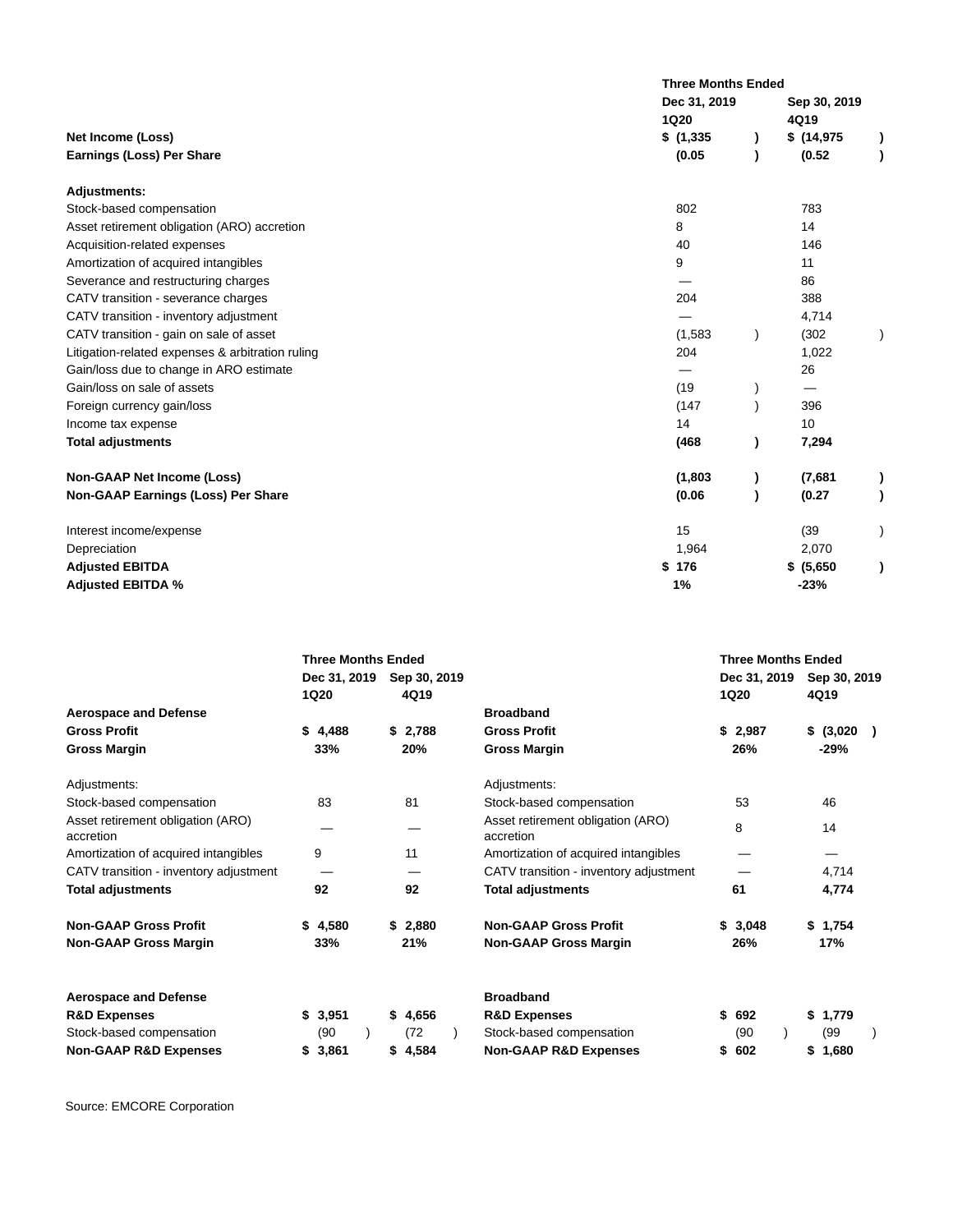| | Three Months Ended | |
|---|---|---|
| | Dec 31, 2019 1Q20 | Sep 30, 2019 4Q19 |
| **Net Income (Loss)** | **$ (1,335)** | **$ (14,975)** |
| **Earnings (Loss) Per Share** | **(0.05)** | **(0.52)** |
| | | |
| **Adjustments:** | | |
| Stock-based compensation | 802 | 783 |
| Asset retirement obligation (ARO) accretion | 8 | 14 |
| Acquisition-related expenses | 40 | 146 |
| Amortization of acquired intangibles | 9 | 11 |
| Severance and restructuring charges | — | 86 |
| CATV transition - severance charges | 204 | 388 |
| CATV transition - inventory adjustment | — | 4,714 |
| CATV transition - gain on sale of asset | (1,583) | (302) |
| Litigation-related expenses & arbitration ruling | 204 | 1,022 |
| Gain/loss due to change in ARO estimate | — | 26 |
| Gain/loss on sale of assets | (19) | — |
| Foreign currency gain/loss | (147) | 396 |
| Income tax expense | 14 | 10 |
| **Total adjustments** | **(468)** | **7,294** |
| | | |
| **Non-GAAP Net Income (Loss)** | **(1,803)** | **(7,681)** |
| **Non-GAAP Earnings (Loss) Per Share** | **(0.06)** | **(0.27)** |
| | | |
| Interest income/expense | 15 | (39) |
| Depreciation | 1,964 | 2,070 |
| **Adjusted EBITDA** | **$ 176** | **$ (5,650)** |
| **Adjusted EBITDA %** | **1%** | **-23%** |

| | Three Months Ended | |
|---|---|---|
| | Dec 31, 2019 1Q20 | Sep 30, 2019 4Q19 |
| **Aerospace and Defense** | | |
| **Gross Profit** | **$ 4,488** | **$ 2,788** |
| **Gross Margin** | **33%** | **20%** |
| | | |
| Adjustments: | | |
| Stock-based compensation | 83 | 81 |
| Asset retirement obligation (ARO) accretion | — | — |
| Amortization of acquired intangibles | 9 | 11 |
| CATV transition - inventory adjustment | — | — |
| **Total adjustments** | **92** | **92** |
| | | |
| **Non-GAAP Gross Profit** | **$ 4,580** | **$ 2,880** |
| **Non-GAAP Gross Margin** | **33%** | **21%** |

| | Three Months Ended | |
|---|---|---|
| | Dec 31, 2019 1Q20 | Sep 30, 2019 4Q19 |
| **Broadband** | | |
| **Gross Profit** | **$ 2,987** | **$ (3,020)** |
| **Gross Margin** | **26%** | **-29%** |
| | | |
| Adjustments: | | |
| Stock-based compensation | 53 | 46 |
| Asset retirement obligation (ARO) accretion | 8 | 14 |
| Amortization of acquired intangibles | — | — |
| CATV transition - inventory adjustment | — | 4,714 |
| **Total adjustments** | **61** | **4,774** |
| | | |
| **Non-GAAP Gross Profit** | **$ 3,048** | **$ 1,754** |
| **Non-GAAP Gross Margin** | **26%** | **17%** |

| | Dec 31, 2019 1Q20 | Sep 30, 2019 4Q19 |
|---|---|---|
| **Aerospace and Defense** | | |
| **R&D Expenses** | **$ 3,951** | **$ 4,656** |
| Stock-based compensation | (90) | (72) |
| **Non-GAAP R&D Expenses** | **$ 3,861** | **$ 4,584** |

| | Dec 31, 2019 1Q20 | Sep 30, 2019 4Q19 |
|---|---|---|
| **Broadband** | | |
| **R&D Expenses** | **$ 692** | **$ 1,779** |
| Stock-based compensation | (90) | (99) |
| **Non-GAAP R&D Expenses** | **$ 602** | **$ 1,680** |

Source: EMCORE Corporation